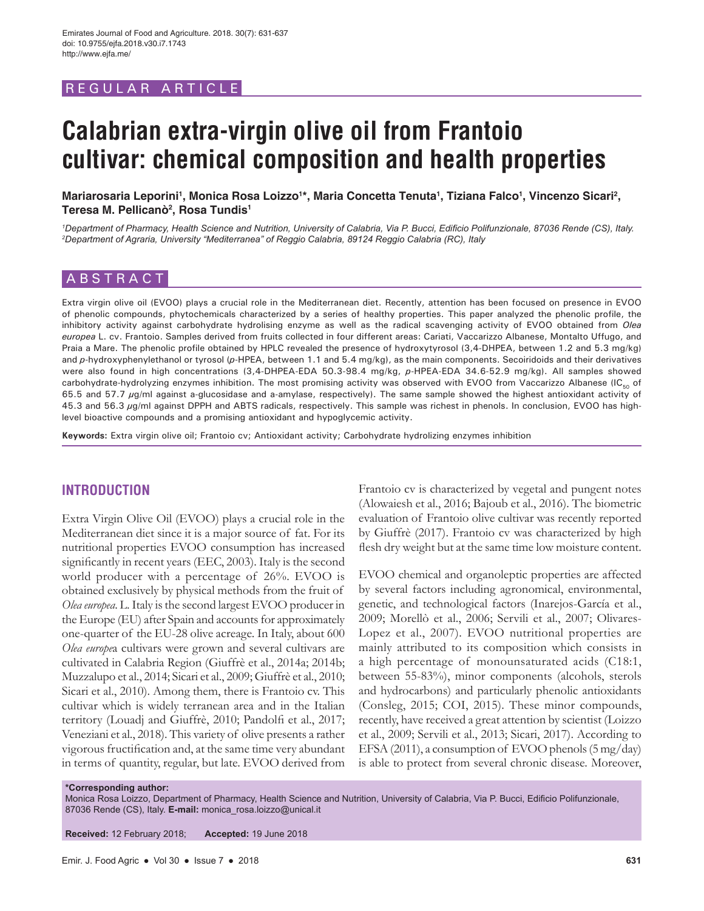REGULAR ARTICLE

# Calabrian extra-virgin olive oil from Frantoio cultivar: chemical composition and health properties

**Mariarosaria Leporini[1], Monica Rosa Loizzo[1]*, Maria Concetta Tenuta[1], Tiziana Falco[1], Vincenzo Sicari[2], Teresa M. Pellicanò[2], Rosa Tundis[1]**

*[1]Department of Pharmacy, Health Science and Nutrition, University of Calabria, Via P. Bucci, Edificio Polifunzionale, 87036 Rende (CS), Italy. [2]Department of Agraria, University "Mediterranea" of Reggio Calabria, 89124 Reggio Calabria (RC), Italy*

## ABSTRACT

Extra virgin olive oil (EVOO) plays a crucial role in the Mediterranean diet. Recently, attention has been focused on presence in EVOO of phenolic compounds, phytochemicals characterized by a series of healthy properties. This paper analyzed the phenolic profile, the inhibitory activity against carbohydrate hydrolising enzyme as well as the radical scavenging activity of EVOO obtained from *Olea europea* L. cv. Frantoio. Samples derived from fruits collected in four different areas: Cariati, Vaccarizzo Albanese, Montalto Uffugo, and Praia a Mare. The phenolic profile obtained by HPLC revealed the presence of hydroxytyrosol (3,4-DHPEA, between 1.2 and 5.3 mg/kg) and *p*-hydroxyphenylethanol or tyrosol (*p*-HPEA, between 1.1 and 5.4 mg/kg), as the main components. Secoiridoids and their derivatives were also found in high concentrations (3,4-DHPEA-EDA 50.3-98.4 mg/kg, *p*-HPEA-EDA 34.6-52.9 mg/kg). All samples showed carbohydrate-hydrolyzing enzymes inhibition. The most promising activity was observed with EVOO from Vaccarizzo Albanese ($IC_{50}$ of 65.5 and 57.7 $\mu$g/ml against a-glucosidase and a-amylase, respectively). The same sample showed the highest antioxidant activity of 45.3 and 56.3 $\mu$g/ml against DPPH and ABTS radicals, respectively. This sample was richest in phenols. In conclusion, EVOO has high-level bioactive compounds and a promising antioxidant and hypoglycemic activity.

**Keywords:** Extra virgin olive oil; Frantoio cv; Antioxidant activity; Carbohydrate hydrolizing enzymes inhibition

## INTRODUCTION

Extra Virgin Olive Oil (EVOO) plays a crucial role in the Mediterranean diet since it is a major source of fat. For its nutritional properties EVOO consumption has increased significantly in recent years (EEC, 2003). Italy is the second world producer with a percentage of 26%. EVOO is obtained exclusively by physical methods from the fruit of *Olea europea*. L. Italy is the second largest EVOO producer in the Europe (EU) after Spain and accounts for approximately one-quarter of the EU-28 olive acreage. In Italy, about 600 *Olea europe*a cultivars were grown and several cultivars are cultivated in Calabria Region (Giuffrè et al., 2014a; 2014b; Muzzalupo et al., 2014; Sicari et al., 2009; Giuffrè et al., 2010; Sicari et al., 2010). Among them, there is Frantoio cv. This cultivar which is widely terranean area and in the Italian territory (Louadj and Giuffrè, 2010; Pandolfi et al., 2017; Veneziani et al., 2018). This variety of olive presents a rather vigorous fructification and, at the same time very abundant in terms of quantity, regular, but late. EVOO derived from Frantoio cv is characterized by vegetal and pungent notes (Alowaiesh et al., 2016; Bajoub et al., 2016). The biometric evaluation of Frantoio olive cultivar was recently reported by Giuffrè (2017). Frantoio cv was characterized by high flesh dry weight but at the same time low moisture content.

EVOO chemical and organoleptic properties are affected by several factors including agronomical, environmental, genetic, and technological factors (Inarejos-García et al., 2009; Morellò et al., 2006; Servili et al., 2007; Olivares-Lopez et al., 2007). EVOO nutritional properties are mainly attributed to its composition which consists in a high percentage of monounsaturated acids (C18:1, between 55-83%), minor components (alcohols, sterols and hydrocarbons) and particularly phenolic antioxidants (Consleg, 2015; COI, 2015). These minor compounds, recently, have received a great attention by scientist (Loizzo et al., 2009; Servili et al., 2013; Sicari, 2017). According to EFSA (2011), a consumption of EVOO phenols (5 mg/day) is able to protect from several chronic disease. Moreover,

**\*Corresponding author:**
Monica Rosa Loizzo, Department of Pharmacy, Health Science and Nutrition, University of Calabria, Via P. Bucci, Edificio Polifunzionale, 87036 Rende (CS), Italy. **E-mail:** monica_rosa.loizzo@unical.it

**Received:** 12 February 2018; **Accepted:** 19 June 2018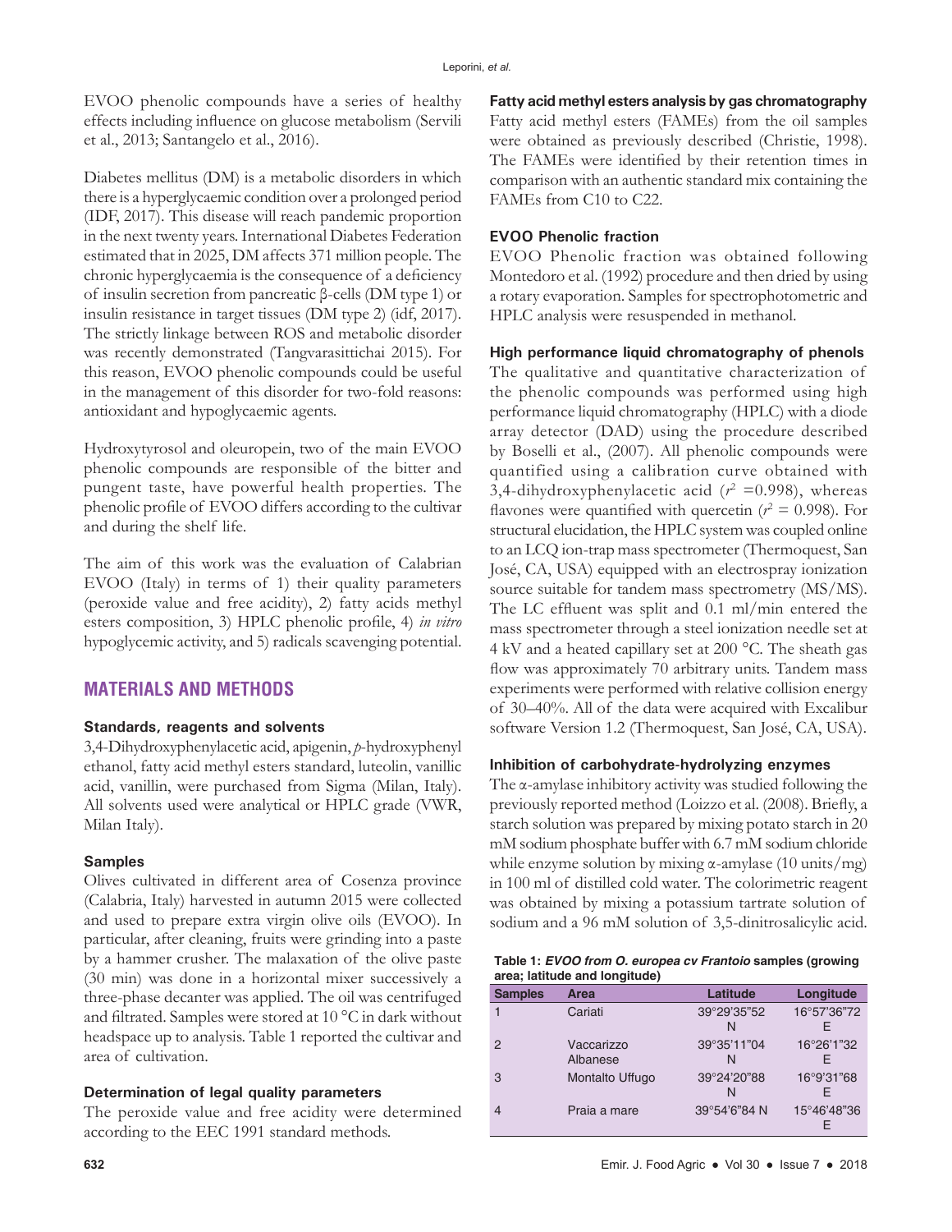EVOO phenolic compounds have a series of healthy effects including influence on glucose metabolism (Servili et al., 2013; Santangelo et al., 2016).

Diabetes mellitus (DM) is a metabolic disorders in which there is a hyperglycaemic condition over a prolonged period (IDF, 2017). This disease will reach pandemic proportion in the next twenty years. International Diabetes Federation estimated that in 2025, DM affects 371 million people. The chronic hyperglycaemia is the consequence of a deficiency of insulin secretion from pancreatic β-cells (DM type 1) or insulin resistance in target tissues (DM type 2) (idf, 2017). The strictly linkage between ROS and metabolic disorder was recently demonstrated (Tangvarasittichai 2015). For this reason, EVOO phenolic compounds could be useful in the management of this disorder for two-fold reasons: antioxidant and hypoglycaemic agents.

Hydroxytyrosol and oleuropein, two of the main EVOO phenolic compounds are responsible of the bitter and pungent taste, have powerful health properties. The phenolic profile of EVOO differs according to the cultivar and during the shelf life.

The aim of this work was the evaluation of Calabrian EVOO (Italy) in terms of 1) their quality parameters (peroxide value and free acidity), 2) fatty acids methyl esters composition, 3) HPLC phenolic profile, 4) *in vitro* hypoglycemic activity, and 5) radicals scavenging potential.

## MATERIALS AND METHODS

### Standards, reagents and solvents

3,4-Dihydroxyphenylacetic acid, apigenin, *p*-hydroxyphenyl ethanol, fatty acid methyl esters standard, luteolin, vanillic acid, vanillin, were purchased from Sigma (Milan, Italy). All solvents used were analytical or HPLC grade (VWR, Milan Italy).

### Samples

Olives cultivated in different area of Cosenza province (Calabria, Italy) harvested in autumn 2015 were collected and used to prepare extra virgin olive oils (EVOO). In particular, after cleaning, fruits were grinding into a paste by a hammer crusher. The malaxation of the olive paste (30 min) was done in a horizontal mixer successively a three-phase decanter was applied. The oil was centrifuged and filtrated. Samples were stored at 10 °C in dark without headspace up to analysis. Table 1 reported the cultivar and area of cultivation.

### Determination of legal quality parameters

The peroxide value and free acidity were determined according to the EEC 1991 standard methods.

### Fatty acid methyl esters analysis by gas chromatography

Fatty acid methyl esters (FAMEs) from the oil samples were obtained as previously described (Christie, 1998). The FAMEs were identified by their retention times in comparison with an authentic standard mix containing the FAMEs from C10 to C22.

### EVOO Phenolic fraction

EVOO Phenolic fraction was obtained following Montedoro et al. (1992) procedure and then dried by using a rotary evaporation. Samples for spectrophotometric and HPLC analysis were resuspended in methanol.

### High performance liquid chromatography of phenols

The qualitative and quantitative characterization of the phenolic compounds was performed using high performance liquid chromatography (HPLC) with a diode array detector (DAD) using the procedure described by Boselli et al., (2007). All phenolic compounds were quantified using a calibration curve obtained with 3,4-dihydroxyphenylacetic acid ($r^2$ =0.998), whereas flavones were quantified with quercetin ($r^2$ = 0.998). For structural elucidation, the HPLC system was coupled online to an LCQ ion-trap mass spectrometer (Thermoquest, San José, CA, USA) equipped with an electrospray ionization source suitable for tandem mass spectrometry (MS/MS). The LC effluent was split and 0.1 ml/min entered the mass spectrometer through a steel ionization needle set at 4 kV and a heated capillary set at 200 °C. The sheath gas flow was approximately 70 arbitrary units. Tandem mass experiments were performed with relative collision energy of 30–40%. All of the data were acquired with Excalibur software Version 1.2 (Thermoquest, San José, CA, USA).

### Inhibition of carbohydrate-hydrolyzing enzymes

The α-amylase inhibitory activity was studied following the previously reported method (Loizzo et al. (2008). Briefly, a starch solution was prepared by mixing potato starch in 20 mM sodium phosphate buffer with 6.7 mM sodium chloride while enzyme solution by mixing α-amylase (10 units/mg) in 100 ml of distilled cold water. The colorimetric reagent was obtained by mixing a potassium tartrate solution of sodium and a 96 mM solution of 3,5-dinitrosalicylic acid.

**Table 1: *EVOO from O. europea cv Frantoio* samples (growing area; latitude and longitude)**

| Samples | Area | Latitude | Longitude |
|---|---|---|---|
| 1 | Cariati | 39°29'35"52 N | 16°57'36"72 E |
| 2 | Vaccarizzo Albanese | 39°35'11"04 N | 16°26'1"32 E |
| 3 | Montalto Uffugo | 39°24'20"88 N | 16°9'31"68 E |
| 4 | Praia a mare | 39°54'6"84 N | 15°46'48"36 E |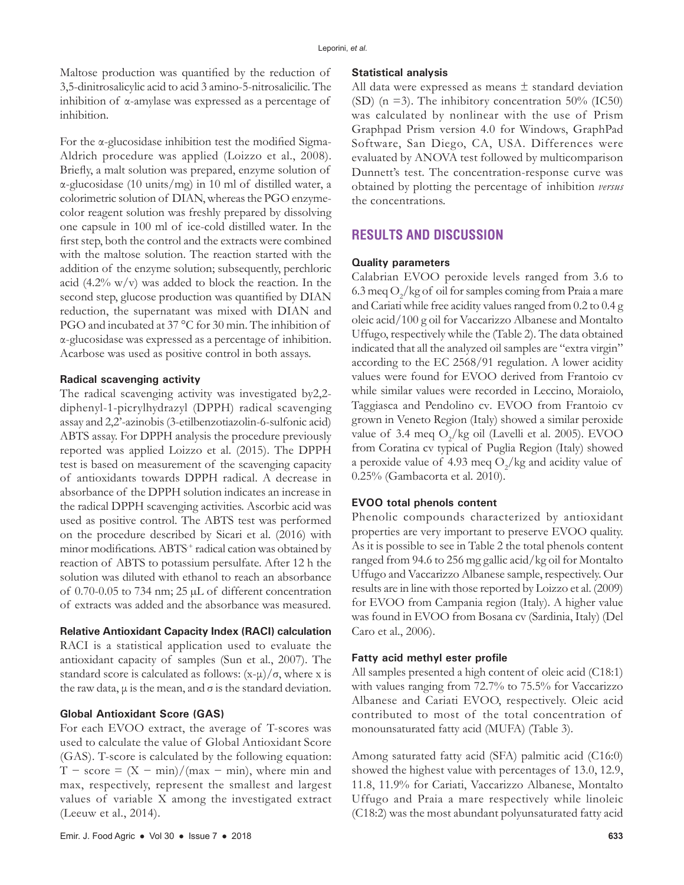Maltose production was quantified by the reduction of 3,5-dinitrosalicylic acid to acid 3 amino-5-nitrosalicilic. The inhibition of α-amylase was expressed as a percentage of inhibition.

For the α-glucosidase inhibition test the modified Sigma-Aldrich procedure was applied (Loizzo et al., 2008). Briefly, a malt solution was prepared, enzyme solution of α-glucosidase (10 units/mg) in 10 ml of distilled water, a colorimetric solution of DIAN, whereas the PGO enzyme-color reagent solution was freshly prepared by dissolving one capsule in 100 ml of ice-cold distilled water. In the first step, both the control and the extracts were combined with the maltose solution. The reaction started with the addition of the enzyme solution; subsequently, perchloric acid (4.2% w/v) was added to block the reaction. In the second step, glucose production was quantified by DIAN reduction, the supernatant was mixed with DIAN and PGO and incubated at 37 °C for 30 min. The inhibition of α-glucosidase was expressed as a percentage of inhibition. Acarbose was used as positive control in both assays.

### Radical scavenging activity

The radical scavenging activity was investigated by2,2-diphenyl-1-picrylhydrazyl (DPPH) radical scavenging assay and 2,2'-azinobis (3-etilbenzotiazolin-6-sulfonic acid) ABTS assay. For DPPH analysis the procedure previously reported was applied Loizzo et al. (2015). The DPPH test is based on measurement of the scavenging capacity of antioxidants towards DPPH radical. A decrease in absorbance of the DPPH solution indicates an increase in the radical DPPH scavenging activities. Ascorbic acid was used as positive control. The ABTS test was performed on the procedure described by Sicari et al. (2016) with minor modifications. $ABTS^+$ radical cation was obtained by reaction of ABTS to potassium persulfate. After 12 h the solution was diluted with ethanol to reach an absorbance of 0.70-0.05 to 734 nm; 25 μL of different concentration of extracts was added and the absorbance was measured.

### Relative Antioxidant Capacity Index (RACI) calculation

RACI is a statistical application used to evaluate the antioxidant capacity of samples (Sun et al., 2007). The standard score is calculated as follows: $(x-\mu)/\sigma$, where x is the raw data, μ is the mean, and σ is the standard deviation.

### Global Antioxidant Score (GAS)

For each EVOO extract, the average of T-scores was used to calculate the value of Global Antioxidant Score (GAS). T-score is calculated by the following equation: $T - \text{score} = (X - \min)/(\max - \min)$, where min and max, respectively, represent the smallest and largest values of variable X among the investigated extract (Leeuw et al., 2014).

### Statistical analysis

All data were expressed as means ± standard deviation (SD) (n =3). The inhibitory concentration 50% (IC50) was calculated by nonlinear with the use of Prism Graphpad Prism version 4.0 for Windows, GraphPad Software, San Diego, CA, USA. Differences were evaluated by ANOVA test followed by multicomparison Dunnett's test. The concentration-response curve was obtained by plotting the percentage of inhibition *versus* the concentrations.

## RESULTS AND DISCUSSION

### Quality parameters

Calabrian EVOO peroxide levels ranged from 3.6 to 6.3 meq $O_2$/kg of oil for samples coming from Praia a mare and Cariati while free acidity values ranged from 0.2 to 0.4 g oleic acid/100 g oil for Vaccarizzo Albanese and Montalto Uffugo, respectively while the (Table 2). The data obtained indicated that all the analyzed oil samples are "extra virgin" according to the EC 2568/91 regulation. A lower acidity values were found for EVOO derived from Frantoio cv while similar values were recorded in Leccino, Moraiolo, Taggiasca and Pendolino cv. EVOO from Frantoio cv grown in Veneto Region (Italy) showed a similar peroxide value of 3.4 meq $O_2$/kg oil (Lavelli et al. 2005). EVOO from Coratina cv typical of Puglia Region (Italy) showed a peroxide value of 4.93 meq $O_2$/kg and acidity value of 0.25% (Gambacorta et al. 2010).

### EVOO total phenols content

Phenolic compounds characterized by antioxidant properties are very important to preserve EVOO quality. As it is possible to see in Table 2 the total phenols content ranged from 94.6 to 256 mg gallic acid/kg oil for Montalto Uffugo and Vaccarizzo Albanese sample, respectively. Our results are in line with those reported by Loizzo et al. (2009) for EVOO from Campania region (Italy). A higher value was found in EVOO from Bosana cv (Sardinia, Italy) (Del Caro et al., 2006).

### Fatty acid methyl ester profile

All samples presented a high content of oleic acid (C18:1) with values ranging from 72.7% to 75.5% for Vaccarizzo Albanese and Cariati EVOO, respectively. Oleic acid contributed to most of the total concentration of monounsaturated fatty acid (MUFA) (Table 3).

Among saturated fatty acid (SFA) palmitic acid (C16:0) showed the highest value with percentages of 13.0, 12.9, 11.8, 11.9% for Cariati, Vaccarizzo Albanese, Montalto Uffugo and Praia a mare respectively while linoleic (C18:2) was the most abundant polyunsaturated fatty acid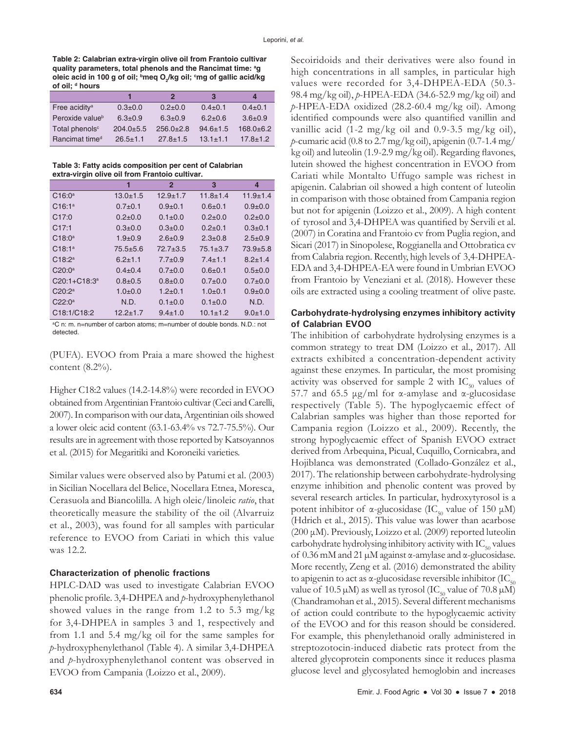**Table 2: Calabrian extra-virgin olive oil from Frantoio cultivar quality parameters, total phenols and the Rancimat time: [a]g oleic acid in 100 g of oil; [b]meq $O_2$/kg oil; [c]mg of gallic acid/kg of oil; [d] hours**

| | 1 | 2 | 3 | 4 |
|---|---|---|---|---|
| Free acidity[a] | 0.3±0.0 | 0.2±0.0 | 0.4±0.1 | 0.4±0.1 |
| Peroxide value[b] | 6.3±0.9 | 6.3±0.9 | 6.2±0.6 | 3.6±0.9 |
| Total phenols[c] | 204.0±5.5 | 256.0±2.8 | 94.6±1.5 | 168.0±6.2 |
| Rancimat time[d] | 26.5±1.1 | 27.8±1.5 | 13.1±1.1 | 17.8±1.2 |

**Table 3: Fatty acids composition per cent of Calabrian extra-virgin olive oil from Frantoio cultivar.**

| | 1 | 2 | 3 | 4 |
|---|---|---|---|---|
| C16:0[a] | 13.0±1.5 | 12.9±1.7 | 11.8±1.4 | 11.9±1.4 |
| C16:1[a] | 0.7±0.1 | 0.9±0.1 | 0.6±0.1 | 0.9±0.0 |
| C17:0 | 0.2±0.0 | 0.1±0.0 | 0.2±0.0 | 0.2±0.0 |
| C17:1 | 0.3±0.0 | 0.3±0.0 | 0.2±0.1 | 0.3±0.1 |
| C18:0[a] | 1.9±0.9 | 2.6±0.9 | 2.3±0.8 | 2.5±0.9 |
| C18:1[a] | 75.5±5.6 | 72.7±3.5 | 75.1±3.7 | 73.9±5.8 |
| C18:2[a] | 6.2±1.1 | 7.7±0.9 | 7.4±1.1 | 8.2±1.4 |
| C20:0[a] | 0.4±0.4 | 0.7±0.0 | 0.6±0.1 | 0.5±0.0 |
| C20:1+C18:3[a] | 0.8±0.5 | 0.8±0.0 | 0.7±0.0 | 0.7±0.0 |
| C20:2[a] | 1.0±0.0 | 1.2±0.1 | 1.0±0.1 | 0.9±0.0 |
| C22:0[a] | N.D. | 0.1±0.0 | 0.1±0.0 | N.D. |
| C18:1/C18:2 | 12.2±1.7 | 9.4±1.0 | 10.1±1.2 | 9.0±1.0 |

[a]C n: m. n=number of carbon atoms; m=number of double bonds. N.D.: not detected.

(PUFA). EVOO from Praia a mare showed the highest content (8.2%).

Higher C18:2 values (14.2-14.8%) were recorded in EVOO obtained from Argentinian Frantoio cultivar (Ceci and Carelli, 2007). In comparison with our data, Argentinian oils showed a lower oleic acid content (63.1-63.4% vs 72.7-75.5%). Our results are in agreement with those reported by Katsoyannos et al. (2015) for Megaritiki and Koroneiki varieties.

Similar values were observed also by Patumi et al. (2003) in Sicilian Nocellara del Belice, Nocellara Etnea, Moresca, Cerasuola and Biancolilla. A high oleic/linoleic *ratio*, that theoretically measure the stability of the oil (Alvarruiz et al., 2003), was found for all samples with particular reference to EVOO from Cariati in which this value was 12.2.

### Characterization of phenolic fractions

HPLC-DAD was used to investigate Calabrian EVOO phenolic profile. 3,4-DHPEA and *p*-hydroxyphenylethanol showed values in the range from 1.2 to 5.3 mg/kg for 3,4-DHPEA in samples 3 and 1, respectively and from 1.1 and 5.4 mg/kg oil for the same samples for *p*-hydroxyphenylethanol (Table 4). A similar 3,4-DHPEA and *p*-hydroxyphenylethanol content was observed in EVOO from Campania (Loizzo et al., 2009).

Secoiridoids and their derivatives were also found in high concentrations in all samples, in particular high values were recorded for 3,4-DHPEA-EDA (50.3-98.4 mg/kg oil), *p*-HPEA-EDA (34.6-52.9 mg/kg oil) and *p*-HPEA-EDA oxidized (28.2-60.4 mg/kg oil). Among identified compounds were also quantified vanillin and vanillic acid (1-2 mg/kg oil and 0.9-3.5 mg/kg oil), *p*-cumaric acid (0.8 to 2.7 mg/kg oil), apigenin (0.7-1.4 mg/kg oil) and luteolin (1.9-2.9 mg/kg oil). Regarding flavones, lutein showed the highest concentration in EVOO from Cariati while Montalto Uffugo sample was richest in apigenin. Calabrian oil showed a high content of luteolin in comparison with those obtained from Campania region but not for apigenin (Loizzo et al., 2009). A high content of tyrosol and 3,4-DHPEA was quantified by Servili et al. (2007) in Coratina and Frantoio cv from Puglia region, and Sicari (2017) in Sinopolese, Roggianella and Ottobratica cv from Calabria region. Recently, high levels of 3,4-DHPEA-EDA and 3,4-DHPEA-EA were found in Umbrian EVOO from Frantoio by Veneziani et al. (2018). However these oils are extracted using a cooling treatment of olive paste.

### Carbohydrate-hydrolysing enzymes inhibitory activity of Calabrian EVOO

The inhibition of carbohydrate hydrolysing enzymes is a common strategy to treat DM (Loizzo et al., 2017). All extracts exhibited a concentration-dependent activity against these enzymes. In particular, the most promising activity was observed for sample 2 with $IC_{50}$ values of 57.7 and 65.5 μg/ml for α-amylase and α-glucosidase respectively (Table 5). The hypoglycaemic effect of Calabrian samples was higher than those reported for Campania region (Loizzo et al., 2009). Recently, the strong hypoglycaemic effect of Spanish EVOO extract derived from Arbequina, Picual, Cuquillo, Cornicabra, and Hojiblanca was demonstrated (Collado-González et al., 2017). The relationship between carbohydrate-hydrolysing enzyme inhibition and phenolic content was proved by several research articles. In particular, hydroxytyrosol is a potent inhibitor of α-glucosidase ($IC_{50}$ value of 150 μM) (Hdrich et al., 2015). This value was lower than acarbose (200 μM). Previously, Loizzo et al. (2009) reported luteolin carbohydrate hydrolysing inhibitory activity with $IC_{50}$ values of 0.36 mM and 21 μM against α-amylase and α-glucosidase. More recently, Zeng et al. (2016) demonstrated the ability to apigenin to act as α-glucosidase reversible inhibitor ($IC_{50}$ value of 10.5 μM) as well as tyrosol ($IC_{50}$ value of 70.8 μM) (Chandramohan et al., 2015). Several different mechanisms of action could contribute to the hypoglycaemic activity of the EVOO and for this reason should be considered. For example, this phenylethanoid orally administered in streptozotocin-induced diabetic rats protect from the altered glycoprotein components since it reduces plasma glucose level and glycosylated hemoglobin and increases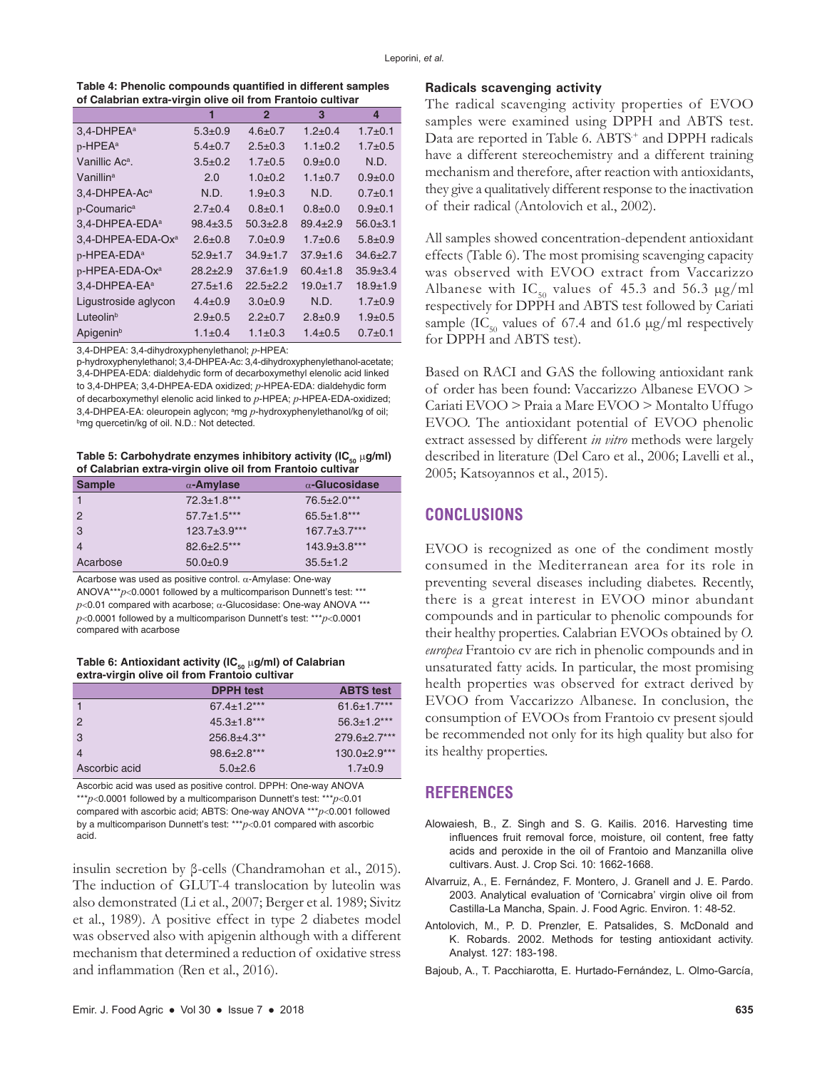**Table 4: Phenolic compounds quantified in different samples of Calabrian extra-virgin olive oil from Frantoio cultivar**

| | 1 | 2 | 3 | 4 |
|---|---|---|---|---|
| 3,4-DHPEA[a] | 5.3±0.9 | 4.6±0.7 | 1.2±0.4 | 1.7±0.1 |
| p-HPEA[a] | 5.4±0.7 | 2.5±0.3 | 1.1±0.2 | 1.7±0.5 |
| Vanillic Ac[a]. | 3.5±0.2 | 1.7±0.5 | 0.9±0.0 | N.D. |
| Vanillin[a] | 2.0 | 1.0±0.2 | 1.1±0.7 | 0.9±0.0 |
| 3,4-DHPEA-Ac[a] | N.D. | 1.9±0.3 | N.D. | 0.7±0.1 |
| p-Coumaric[a] | 2.7±0.4 | 0.8±0.1 | 0.8±0.0 | 0.9±0.1 |
| 3,4-DHPEA-EDA[a] | 98.4±3.5 | 50.3±2.8 | 89.4±2.9 | 56.0±3.1 |
| 3,4-DHPEA-EDA-Ox[a] | 2.6±0.8 | 7.0±0.9 | 1.7±0.6 | 5.8±0.9 |
| p-HPEA-EDA[a] | 52.9±1.7 | 34.9±1.7 | 37.9±1.6 | 34.6±2.7 |
| p-HPEA-EDA-Ox[a] | 28.2±2.9 | 37.6±1.9 | 60.4±1.8 | 35.9±3.4 |
| 3,4-DHPEA-EA[a] | 27.5±1.6 | 22.5±2.2 | 19.0±1.7 | 18.9±1.9 |
| Ligustroside aglycon | 4.4±0.9 | 3.0±0.9 | N.D. | 1.7±0.9 |
| Luteolin[b] | 2.9±0.5 | 2.2±0.7 | 2.8±0.9 | 1.9±0.5 |
| Apigenin[b] | 1.1±0.4 | 1.1±0.3 | 1.4±0.5 | 0.7±0.1 |

3,4-DHPEA: 3,4-dihydroxyphenylethanol; *p*-HPEA: p-hydroxyphenylethanol; 3,4-DHPEA-Ac: 3,4-dihydroxyphenylethanol-acetate; 3,4-DHPEA-EDA: dialdehydic form of decarboxymethyl elenolic acid linked to 3,4-DHPEA; 3,4-DHPEA-EDA oxidized; *p*-HPEA-EDA: dialdehydic form of decarboxymethyl elenolic acid linked to *p*-HPEA; *p*-HPEA-EDA-oxidized; 3,4-DHPEA-EA: oleuropein aglycon; [a]mg *p*-hydroxyphenylethanol/kg of oil; [b]mg quercetin/kg of oil. N.D.: Not detected.

**Table 5: Carbohydrate enzymes inhibitory activity ($IC_{50}$ μg/ml) of Calabrian extra-virgin olive oil from Frantoio cultivar**

| Sample | α-Amylase | α-Glucosidase |
|---|---|---|
| 1 | 72.3±1.8*** | 76.5±2.0*** |
| 2 | 57.7±1.5*** | 65.5±1.8*** |
| 3 | 123.7±3.9*** | 167.7±3.7*** |
| 4 | 82.6±2.5*** | 143.9±3.8*** |
| Acarbose | 50.0±0.9 | 35.5±1.2 |

Acarbose was used as positive control. α-Amylase: One-way ANOVA***$p<0.0001$ followed by a multicomparison Dunnett's test: *** $p<0.01$ compared with acarbose; α-Glucosidase: One-way ANOVA *** $p<0.0001$ followed by a multicomparison Dunnett's test: ***$p<0.0001$ compared with acarbose

**Table 6: Antioxidant activity ($IC_{50}$ μg/ml) of Calabrian extra-virgin olive oil from Frantoio cultivar**

| | DPPH test | ABTS test |
|---|---|---|
| 1 | 67.4±1.2*** | 61.6±1.7*** |
| 2 | 45.3±1.8*** | 56.3±1.2*** |
| 3 | 256.8±4.3** | 279.6±2.7*** |
| 4 | 98.6±2.8*** | 130.0±2.9*** |
| Ascorbic acid | 5.0±2.6 | 1.7±0.9 |

Ascorbic acid was used as positive control. DPPH: One-way ANOVA ***$p<0.0001$ followed by a multicomparison Dunnett's test: ***$p<0.01$ compared with ascorbic acid; ABTS: One-way ANOVA ***$p<0.001$ followed by a multicomparison Dunnett's test: ***$p<0.01$ compared with ascorbic acid.

insulin secretion by β-cells (Chandramohan et al., 2015). The induction of GLUT-4 translocation by luteolin was also demonstrated (Li et al., 2007; Berger et al. 1989; Sivitz et al., 1989). A positive effect in type 2 diabetes model was observed also with apigenin although with a different mechanism that determined a reduction of oxidative stress and inflammation (Ren et al., 2016).

### Radicals scavenging activity

The radical scavenging activity properties of EVOO samples were examined using DPPH and ABTS test. Data are reported in Table 6. $ABTS^{+}$ and DPPH radicals have a different stereochemistry and a different training mechanism and therefore, after reaction with antioxidants, they give a qualitatively different response to the inactivation of their radical (Antolovich et al., 2002).

All samples showed concentration-dependent antioxidant effects (Table 6). The most promising scavenging capacity was observed with EVOO extract from Vaccarizzo Albanese with $IC_{50}$ values of 45.3 and 56.3 μg/ml respectively for DPPH and ABTS test followed by Cariati sample ($IC_{50}$ values of 67.4 and 61.6 μg/ml respectively for DPPH and ABTS test).

Based on RACI and GAS the following antioxidant rank of order has been found: Vaccarizzo Albanese EVOO > Cariati EVOO > Praia a Mare EVOO > Montalto Uffugo EVOO. The antioxidant potential of EVOO phenolic extract assessed by different *in vitro* methods were largely described in literature (Del Caro et al., 2006; Lavelli et al., 2005; Katsoyannos et al., 2015).

## CONCLUSIONS

EVOO is recognized as one of the condiment mostly consumed in the Mediterranean area for its role in preventing several diseases including diabetes. Recently, there is a great interest in EVOO minor abundant compounds and in particular to phenolic compounds for their healthy properties. Calabrian EVOOs obtained by *O. europea* Frantoio cv are rich in phenolic compounds and in unsaturated fatty acids. In particular, the most promising health properties was observed for extract derived by EVOO from Vaccarizzo Albanese. In conclusion, the consumption of EVOOs from Frantoio cv present sjould be recommended not only for its high quality but also for its healthy properties.

## REFERENCES

Alowaiesh, B., Z. Singh and S. G. Kailis. 2016. Harvesting time influences fruit removal force, moisture, oil content, free fatty acids and peroxide in the oil of Frantoio and Manzanilla olive cultivars. Aust. J. Crop Sci. 10: 1662-1668.

Alvarruiz, A., E. Fernández, F. Montero, J. Granell and J. E. Pardo. 2003. Analytical evaluation of 'Cornicabra' virgin olive oil from Castilla-La Mancha, Spain. J. Food Agric. Environ. 1: 48-52.

Antolovich, M., P. D. Prenzler, E. Patsalides, S. McDonald and K. Robards. 2002. Methods for testing antioxidant activity. Analyst. 127: 183-198.

Bajoub, A., T. Pacchiarotta, E. Hurtado-Fernández, L. Olmo-García,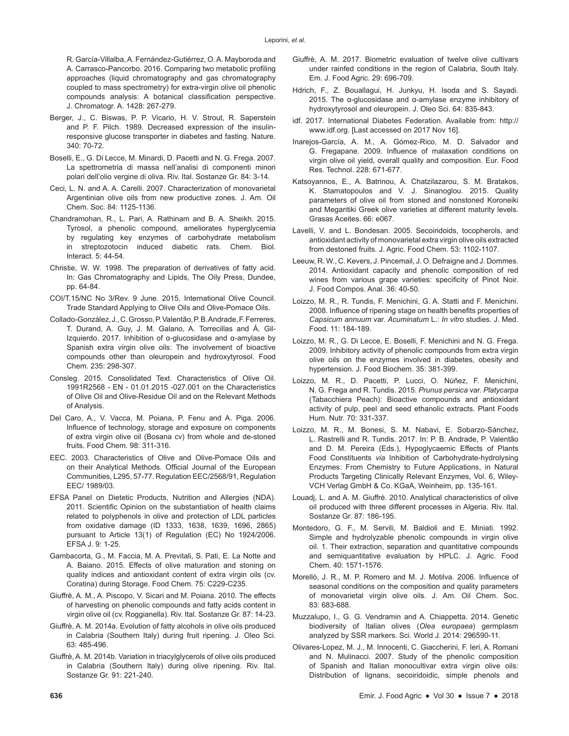R. García-Villalba, A. Fernández-Gutiérrez, O. A. Mayboroda and A. Carrasco-Pancorbo. 2016. Comparing two metabolic profiling approaches (liquid chromatography and gas chromatography coupled to mass spectrometry) for extra-virgin olive oil phenolic compounds analysis: A botanical classification perspective. J. Chromatogr. A. 1428: 267-279.

Berger, J., C. Biswas, P. P. Vicario, H. V. Strout, R. Saperstein and P. F. Pilch. 1989. Decreased expression of the insulin-responsive glucose transporter in diabetes and fasting. Nature. 340: 70-72.

Boselli, E., G. Di Lecce, M. Minardi, D. Pacetti and N. G. Frega. 2007. La spettrometria di massa nell'analisi di componenti minori polari dell'olio vergine di oliva. Riv. Ital. Sostanze Gr. 84: 3-14.

Ceci, L. N. and A. A. Carelli. 2007. Characterization of monovarietal Argentinian olive oils from new productive zones. J. Am. Oil Chem. Soc. 84: 1125-1136.

Chandramohan, R., L. Pari, A. Rathinam and B. A. Sheikh. 2015. Tyrosol, a phenolic compound, ameliorates hyperglycemia by regulating key enzymes of carbohydrate metabolism in streptozotocin induced diabetic rats. Chem. Biol. Interact. 5: 44-54.

Christie, W. W. 1998. The preparation of derivatives of fatty acid. In: Gas Chromatography and Lipids, The Oily Press, Dundee, pp. 64-84.

COI/T.15/NC No 3/Rev. 9 June. 2015. International Olive Council. Trade Standard Applying to Olive Oils and Olive-Pomace Oils.

Collado-González, J., C. Grosso, P. Valentão, P. B. Andrade, F. Ferreres, T. Durand, A. Guy, J. M. Galano, A. Torrecillas and Á. Gil-Izquierdo. 2017. Inhibition of α-glucosidase and α-amylase by Spanish extra virgin olive oils: The involvement of bioactive compounds other than oleuropein and hydroxytyrosol. Food Chem. 235: 298-307.

Consleg. 2015. Consolidated Text. Characteristics of Olive Oil. 1991R2568 - EN - 01.01.2015 -027.001 on the Characteristics of Olive Oil and Olive-Residue Oil and on the Relevant Methods of Analysis.

Del Caro, A., V. Vacca, M. Poiana, P. Fenu and A. Piga. 2006. Influence of technology, storage and exposure on components of extra virgin olive oil (Bosana cv) from whole and de-stoned fruits. Food Chem. 98: 311-316.

EEC. 2003. Characteristics of Olive and Olive-Pomace Oils and on their Analytical Methods. Official Journal of the European Communities, L295, 57-77. Regulation EEC/2568/91, Regulation EEC/ 1989/03.

EFSA Panel on Dietetic Products, Nutrition and Allergies (NDA). 2011. Scientific Opinion on the substantiation of health claims related to polyphenols in olive and protection of LDL particles from oxidative damage (ID 1333, 1638, 1639, 1696, 2865) pursuant to Article 13(1) of Regulation (EC) No 1924/2006. EFSA J. 9: 1-25.

Gambacorta, G., M. Faccia, M. A. Previtali, S. Pati, E. La Notte and A. Baiano. 2015. Effects of olive maturation and stoning on quality indices and antioxidant content of extra virgin oils (cv. Coratina) during Storage. Food Chem. 75: C229-C235.

Giuffrè, A. M., A. Piscopo, V. Sicari and M. Poiana. 2010. The effects of harvesting on phenolic compounds and fatty acids content in virgin olive oil (cv. Roggianella). Riv. Ital. Sostanze Gr. 87: 14-23.

Giuffrè, A. M. 2014a. Evolution of fatty alcohols in olive oils produced in Calabria (Southern Italy) during fruit ripening. J. Oleo Sci. 63: 485-496.

Giuffrè, A. M. 2014b. Variation in triacylglycerols of olive oils produced in Calabria (Southern Italy) during olive ripening. Riv. Ital. Sostanze Gr. 91: 221-240.

Giuffrè, A. M. 2017. Biometric evaluation of twelve olive cultivars under rainfed conditions in the region of Calabria, South Italy. Em. J. Food Agric. 29: 696-709.

Hdrich, F., Z. Bouallagui, H. Junkyu, H. Isoda and S. Sayadi. 2015. The α-glucosidase and α-amylase enzyme inhibitory of hydroxytyrosol and oleuropein. J. Oleo Sci. 64: 835-843.

idf. 2017. International Diabetes Federation. Available from: http://www.idf.org. [Last accessed on 2017 Nov 16].

Inarejos-García, A. M., A. Gómez-Rico, M. D. Salvador and G. Fregapane. 2009. Influence of malaxation conditions on virgin olive oil yield, overall quality and composition. Eur. Food Res. Technol. 228: 671-677.

Katsoyannos, E., A. Batrinou, A. Chatzilazarou, S. M. Bratakos, K. Stamatopoulos and V. J. Sinanoglou. 2015. Quality parameters of olive oil from stoned and nonstoned Koroneiki and Megaritiki Greek olive varieties at different maturity levels. Grasas Aceites. 66: e067.

Lavelli, V. and L. Bondesan. 2005. Secoiridoids, tocopherols, and antioxidant activity of monovarietal extra virgin olive oils extracted from destoned fruits. J. Agric. Food Chem. 53: 1102-1107.

Leeuw, R. W., C. Kevers, J. Pincemail, J. O. Defraigne and J. Dommes. 2014. Antioxidant capacity and phenolic composition of red wines from various grape varieties: specificity of Pinot Noir. J. Food Compos. Anal. 36: 40-50.

Loizzo, M. R., R. Tundis, F. Menichini, G. A. Statti and F. Menichini. 2008. Influence of ripening stage on health benefits properties of *Capsicum annuum* var. *Acuminatum* L.: *In vitro* studies. J. Med. Food. 11: 184-189.

Loizzo, M. R., G. Di Lecce, E. Boselli, F. Menichini and N. G. Frega. 2009. Inhibitory activity of phenolic compounds from extra virgin olive oils on the enzymes involved in diabetes, obesity and hypertension. J. Food Biochem. 35: 381-399.

Loizzo, M. R., D. Pacetti, P. Lucci, O. Núñez, F. Menichini, N. G. Frega and R. Tundis. 2015. *Prunus persica* var. *Platycarpa* (Tabacchiera Peach): Bioactive compounds and antioxidant activity of pulp, peel and seed ethanolic extracts. Plant Foods Hum. Nutr. 70: 331-337.

Loizzo, M. R., M. Bonesi, S. M. Nabavi, E. Sobarzo-Sánchez, L. Rastrelli and R. Tundis. 2017. In: P. B. Andrade, P. Valentão and D. M. Pereira (Eds.), Hypoglycaemic Effects of Plants Food Constituents *via* Inhibition of Carbohydrate-hydrolysing Enzymes: From Chemistry to Future Applications, in Natural Products Targeting Clinically Relevant Enzymes, Vol. 6, Wiley-VCH Verlag GmbH & Co. KGaA, Weinheim, pp. 135-161.

Louadj, L. and A. M. Giuffrè. 2010. Analytical characteristics of olive oil produced with three different processes in Algeria. Riv. Ital. Sostanze Gr. 87: 186-195.

Montedoro, G. F., M. Servili, M. Baldioli and E. Miniati. 1992. Simple and hydrolyzable phenolic compounds in virgin olive oil. 1. Their extraction, separation and quantitative compounds and semiquantitative evaluation by HPLC. J. Agric. Food Chem. 40: 1571-1576.

Morellò, J. R., M. P. Romero and M. J. Motilva. 2006. Influence of seasonal conditions on the composition and quality parameters of monovarietal virgin olive oils. J. Am. Oil Chem. Soc. 83: 683-688.

Muzzalupo, I., G. G. Vendramin and A. Chiappetta. 2014. Genetic biodiversity of Italian olives (*Olea europaea*) germplasm analyzed by SSR markers. Sci. World J. 2014: 296590-11.

Olivares-Lopez, M. J., M. Innocenti, C. Giaccherini, F. Ieri, A. Romani and N. Mulinacci. 2007. Study of the phenolic composition of Spanish and Italian monocultivar extra virgin olive oils: Distribution of lignans, secoiridoidic, simple phenols and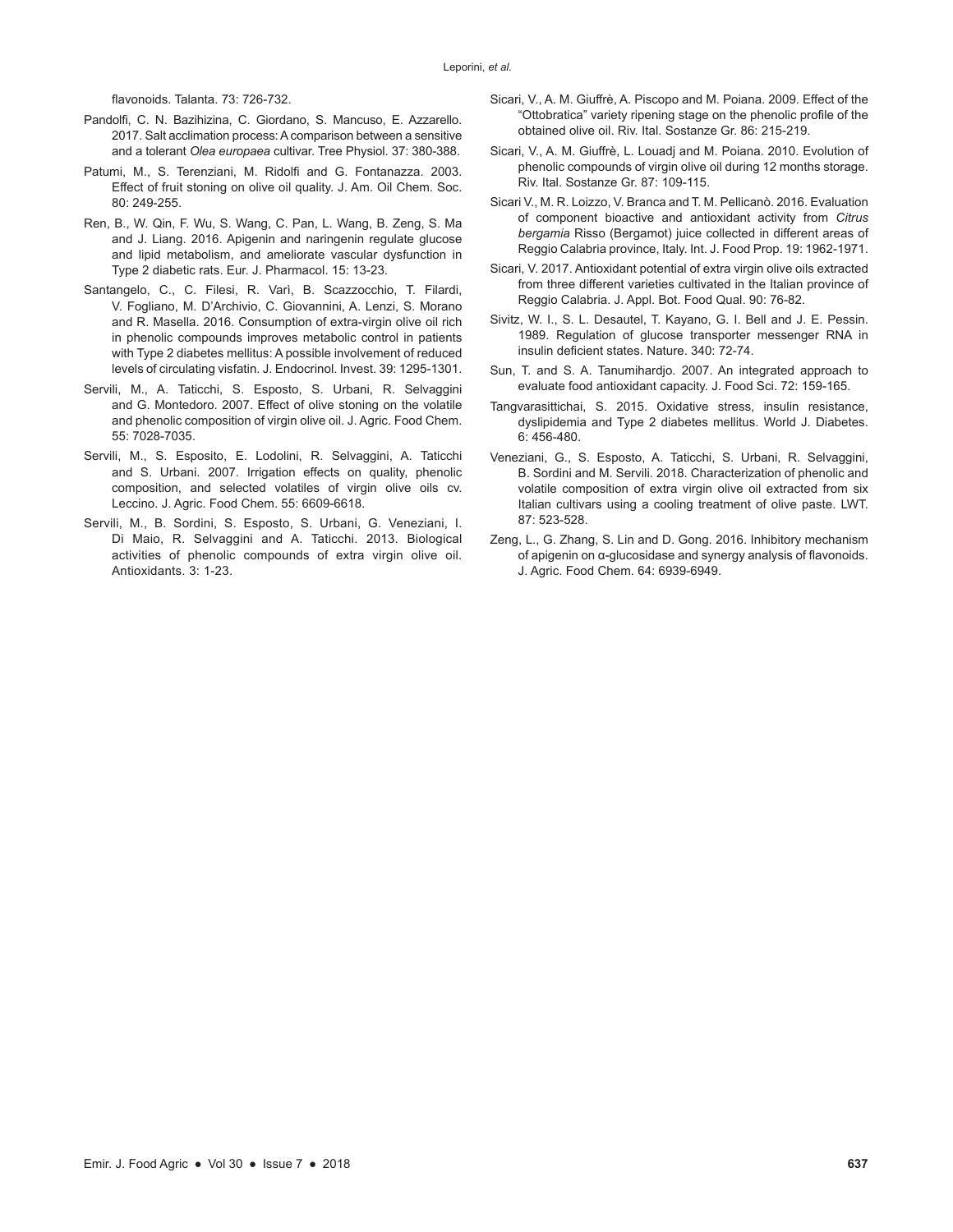flavonoids. Talanta. 73: 726-732.

Pandolfi, C. N. Bazihizina, C. Giordano, S. Mancuso, E. Azzarello. 2017. Salt acclimation process: A comparison between a sensitive and a tolerant *Olea europaea* cultivar. Tree Physiol. 37: 380-388.

Patumi, M., S. Terenziani, M. Ridolfi and G. Fontanazza. 2003. Effect of fruit stoning on olive oil quality. J. Am. Oil Chem. Soc. 80: 249-255.

Ren, B., W. Qin, F. Wu, S. Wang, C. Pan, L. Wang, B. Zeng, S. Ma and J. Liang. 2016. Apigenin and naringenin regulate glucose and lipid metabolism, and ameliorate vascular dysfunction in Type 2 diabetic rats. Eur. J. Pharmacol. 15: 13-23.

Santangelo, C., C. Filesi, R. Varì, B. Scazzocchio, T. Filardi, V. Fogliano, M. D'Archivio, C. Giovannini, A. Lenzi, S. Morano and R. Masella. 2016. Consumption of extra-virgin olive oil rich in phenolic compounds improves metabolic control in patients with Type 2 diabetes mellitus: A possible involvement of reduced levels of circulating visfatin. J. Endocrinol. Invest. 39: 1295-1301.

Servili, M., A. Taticchi, S. Esposto, S. Urbani, R. Selvaggini and G. Montedoro. 2007. Effect of olive stoning on the volatile and phenolic composition of virgin olive oil. J. Agric. Food Chem. 55: 7028-7035.

Servili, M., S. Esposito, E. Lodolini, R. Selvaggini, A. Taticchi and S. Urbani. 2007. Irrigation effects on quality, phenolic composition, and selected volatiles of virgin olive oils cv. Leccino. J. Agric. Food Chem. 55: 6609-6618.

Servili, M., B. Sordini, S. Esposto, S. Urbani, G. Veneziani, I. Di Maio, R. Selvaggini and A. Taticchi. 2013. Biological activities of phenolic compounds of extra virgin olive oil. Antioxidants. 3: 1-23.

Sicari, V., A. M. Giuffrè, A. Piscopo and M. Poiana. 2009. Effect of the "Ottobratica" variety ripening stage on the phenolic profile of the obtained olive oil. Riv. Ital. Sostanze Gr. 86: 215-219.

Sicari, V., A. M. Giuffrè, L. Louadj and M. Poiana. 2010. Evolution of phenolic compounds of virgin olive oil during 12 months storage. Riv. Ital. Sostanze Gr. 87: 109-115.

Sicari V., M. R. Loizzo, V. Branca and T. M. Pellicanò. 2016. Evaluation of component bioactive and antioxidant activity from *Citrus bergamia* Risso (Bergamot) juice collected in different areas of Reggio Calabria province, Italy. Int. J. Food Prop. 19: 1962-1971.

Sicari, V. 2017. Antioxidant potential of extra virgin olive oils extracted from three different varieties cultivated in the Italian province of Reggio Calabria. J. Appl. Bot. Food Qual. 90: 76-82.

Sivitz, W. I., S. L. Desautel, T. Kayano, G. I. Bell and J. E. Pessin. 1989. Regulation of glucose transporter messenger RNA in insulin deficient states. Nature. 340: 72-74.

Sun, T. and S. A. Tanumihardjo. 2007. An integrated approach to evaluate food antioxidant capacity. J. Food Sci. 72: 159-165.

Tangvarasittichai, S. 2015. Oxidative stress, insulin resistance, dyslipidemia and Type 2 diabetes mellitus. World J. Diabetes. 6: 456-480.

Veneziani, G., S. Esposto, A. Taticchi, S. Urbani, R. Selvaggini, B. Sordini and M. Servili. 2018. Characterization of phenolic and volatile composition of extra virgin olive oil extracted from six Italian cultivars using a cooling treatment of olive paste. LWT. 87: 523-528.

Zeng, L., G. Zhang, S. Lin and D. Gong. 2016. Inhibitory mechanism of apigenin on α-glucosidase and synergy analysis of flavonoids. J. Agric. Food Chem. 64: 6939-6949.